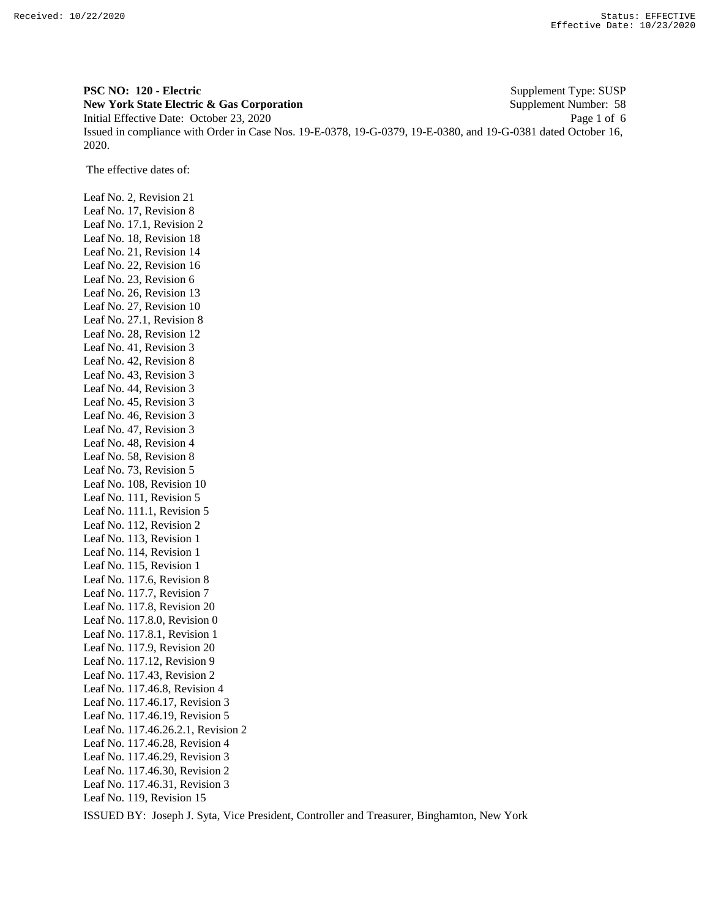**PSC NO: 120 - Electric** Supplement Type: SUSP
**New York State Electric & Gas Corporation** Supplement Number: 58
Initial Effective Date: October 23, 2020
Issued in compliance with Order in Case Nos. 19-E-0378, 19-G-0379, 19-E-0380, and 19-G-0381 dated October 16, 2020.

The effective dates of:

Leaf No. 2, Revision 21
Leaf No. 17, Revision 8
Leaf No. 17.1, Revision 2
Leaf No. 18, Revision 18
Leaf No. 21, Revision 14
Leaf No. 22, Revision 16
Leaf No. 23, Revision 6
Leaf No. 26, Revision 13
Leaf No. 27, Revision 10
Leaf No. 27.1, Revision 8
Leaf No. 28, Revision 12
Leaf No. 41, Revision 3
Leaf No. 42, Revision 8
Leaf No. 43, Revision 3
Leaf No. 44, Revision 3
Leaf No. 45, Revision 3
Leaf No. 46, Revision 3
Leaf No. 47, Revision 3
Leaf No. 48, Revision 4
Leaf No. 58, Revision 8
Leaf No. 73, Revision 5
Leaf No. 108, Revision 10
Leaf No. 111, Revision 5
Leaf No. 111.1, Revision 5
Leaf No. 112, Revision 2
Leaf No. 113, Revision 1
Leaf No. 114, Revision 1
Leaf No. 115, Revision 1
Leaf No. 117.6, Revision 8
Leaf No. 117.7, Revision 7
Leaf No. 117.8, Revision 20
Leaf No. 117.8.0, Revision 0
Leaf No. 117.8.1, Revision 1
Leaf No. 117.9, Revision 20
Leaf No. 117.12, Revision 9
Leaf No. 117.43, Revision 2
Leaf No. 117.46.8, Revision 4
Leaf No. 117.46.17, Revision 3
Leaf No. 117.46.19, Revision 5
Leaf No. 117.46.26.2.1, Revision 2
Leaf No. 117.46.28, Revision 4
Leaf No. 117.46.29, Revision 3
Leaf No. 117.46.30, Revision 2
Leaf No. 117.46.31, Revision 3
Leaf No. 119, Revision 15

ISSUED BY: Joseph J. Syta, Vice President, Controller and Treasurer, Binghamton, New York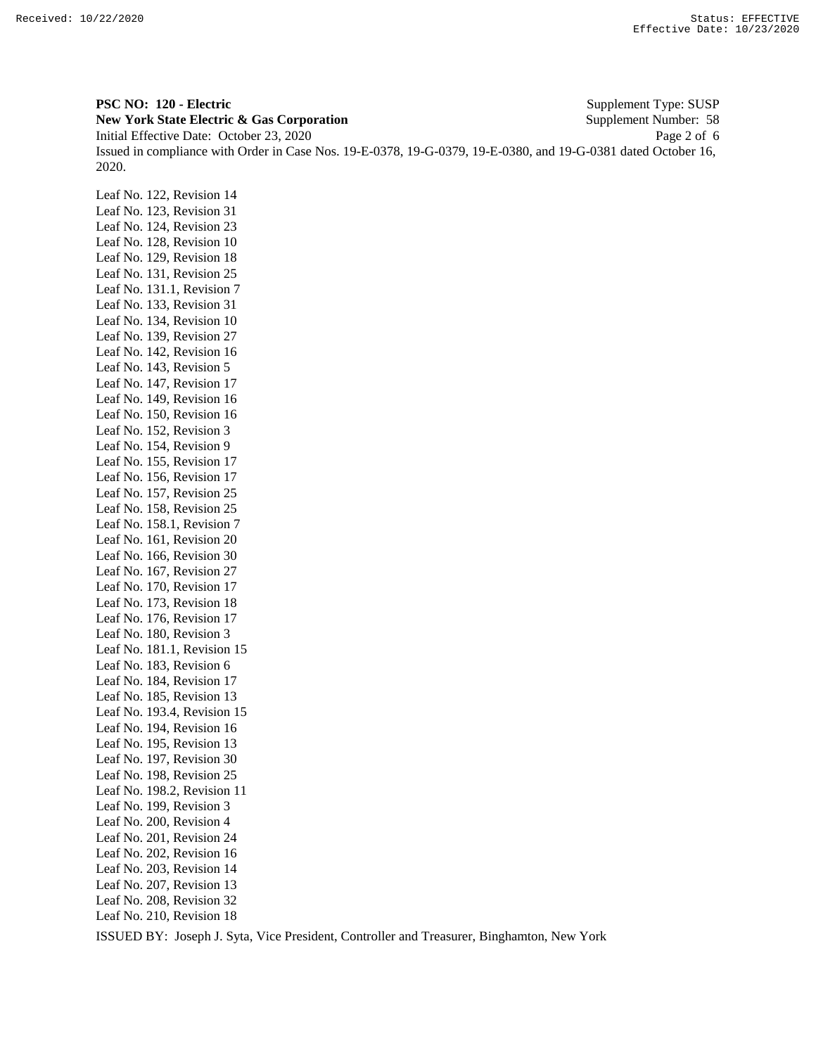**PSC NO: 120 - Electric** Supplement Type: SUSP
**New York State Electric & Gas Corporation** Supplement Number: 58
Initial Effective Date: October 23, 2020
Issued in compliance with Order in Case Nos. 19-E-0378, 19-G-0379, 19-E-0380, and 19-G-0381 dated October 16, 2020.

Leaf No. 122, Revision 14
Leaf No. 123, Revision 31
Leaf No. 124, Revision 23
Leaf No. 128, Revision 10
Leaf No. 129, Revision 18
Leaf No. 131, Revision 25
Leaf No. 131.1, Revision 7
Leaf No. 133, Revision 31
Leaf No. 134, Revision 10
Leaf No. 139, Revision 27
Leaf No. 142, Revision 16
Leaf No. 143, Revision 5
Leaf No. 147, Revision 17
Leaf No. 149, Revision 16
Leaf No. 150, Revision 16
Leaf No. 152, Revision 3
Leaf No. 154, Revision 9
Leaf No. 155, Revision 17
Leaf No. 156, Revision 17
Leaf No. 157, Revision 25
Leaf No. 158, Revision 25
Leaf No. 158.1, Revision 7
Leaf No. 161, Revision 20
Leaf No. 166, Revision 30
Leaf No. 167, Revision 27
Leaf No. 170, Revision 17
Leaf No. 173, Revision 18
Leaf No. 176, Revision 17
Leaf No. 180, Revision 3
Leaf No. 181.1, Revision 15
Leaf No. 183, Revision 6
Leaf No. 184, Revision 17
Leaf No. 185, Revision 13
Leaf No. 193.4, Revision 15
Leaf No. 194, Revision 16
Leaf No. 195, Revision 13
Leaf No. 197, Revision 30
Leaf No. 198, Revision 25
Leaf No. 198.2, Revision 11
Leaf No. 199, Revision 3
Leaf No. 200, Revision 4
Leaf No. 201, Revision 24
Leaf No. 202, Revision 16
Leaf No. 203, Revision 14
Leaf No. 207, Revision 13
Leaf No. 208, Revision 32
Leaf No. 210, Revision 18

ISSUED BY: Joseph J. Syta, Vice President, Controller and Treasurer, Binghamton, New York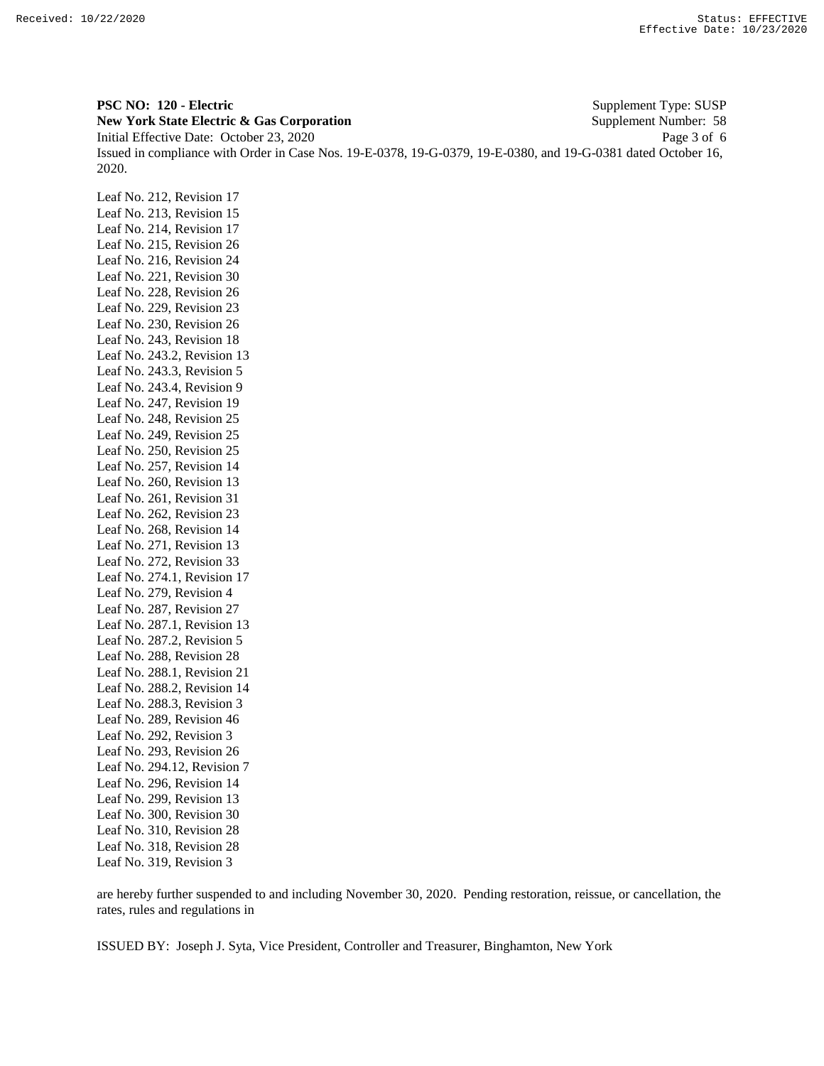**PSC NO: 120 - Electric** Supplement Type: SUSP
**New York State Electric & Gas Corporation** Supplement Number: 58
Initial Effective Date: October 23, 2020
Issued in compliance with Order in Case Nos. 19-E-0378, 19-G-0379, 19-E-0380, and 19-G-0381 dated October 16, 2020.

Leaf No. 212, Revision 17
Leaf No. 213, Revision 15
Leaf No. 214, Revision 17
Leaf No. 215, Revision 26
Leaf No. 216, Revision 24
Leaf No. 221, Revision 30
Leaf No. 228, Revision 26
Leaf No. 229, Revision 23
Leaf No. 230, Revision 26
Leaf No. 243, Revision 18
Leaf No. 243.2, Revision 13
Leaf No. 243.3, Revision 5
Leaf No. 243.4, Revision 9
Leaf No. 247, Revision 19
Leaf No. 248, Revision 25
Leaf No. 249, Revision 25
Leaf No. 250, Revision 25
Leaf No. 257, Revision 14
Leaf No. 260, Revision 13
Leaf No. 261, Revision 31
Leaf No. 262, Revision 23
Leaf No. 268, Revision 14
Leaf No. 271, Revision 13
Leaf No. 272, Revision 33
Leaf No. 274.1, Revision 17
Leaf No. 279, Revision 4
Leaf No. 287, Revision 27
Leaf No. 287.1, Revision 13
Leaf No. 287.2, Revision 5
Leaf No. 288, Revision 28
Leaf No. 288.1, Revision 21
Leaf No. 288.2, Revision 14
Leaf No. 288.3, Revision 3
Leaf No. 289, Revision 46
Leaf No. 292, Revision 3
Leaf No. 293, Revision 26
Leaf No. 294.12, Revision 7
Leaf No. 296, Revision 14
Leaf No. 299, Revision 13
Leaf No. 300, Revision 30
Leaf No. 310, Revision 28
Leaf No. 318, Revision 28
Leaf No. 319, Revision 3

are hereby further suspended to and including November 30, 2020. Pending restoration, reissue, or cancellation, the rates, rules and regulations in

ISSUED BY: Joseph J. Syta, Vice President, Controller and Treasurer, Binghamton, New York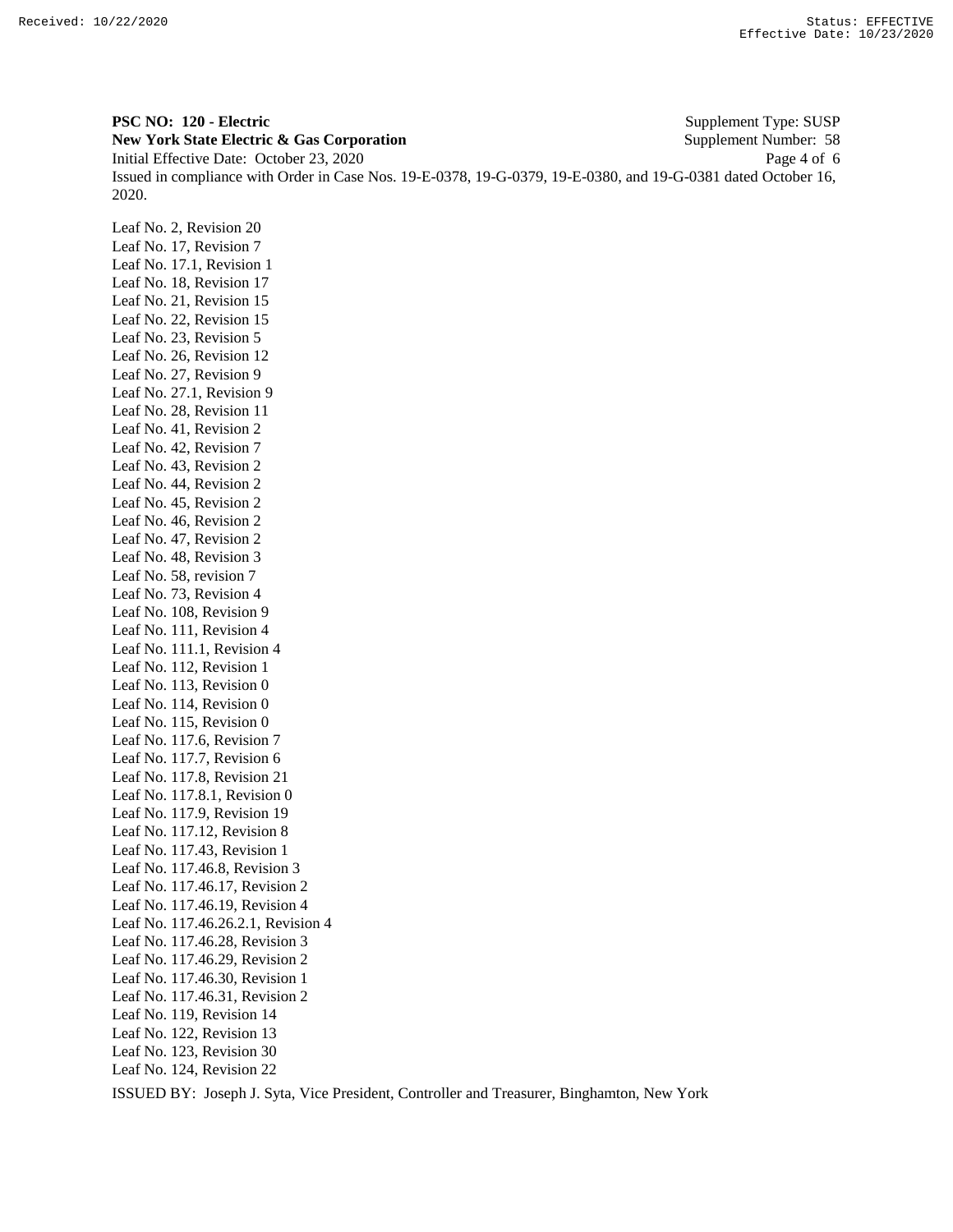**PSC NO: 120 - Electric** Supplement Type: SUSP
**New York State Electric & Gas Corporation** Supplement Number: 58
Initial Effective Date: October 23, 2020
Issued in compliance with Order in Case Nos. 19-E-0378, 19-G-0379, 19-E-0380, and 19-G-0381 dated October 16, 2020.

Leaf No. 2, Revision 20
Leaf No. 17, Revision 7
Leaf No. 17.1, Revision 1
Leaf No. 18, Revision 17
Leaf No. 21, Revision 15
Leaf No. 22, Revision 15
Leaf No. 23, Revision 5
Leaf No. 26, Revision 12
Leaf No. 27, Revision 9
Leaf No. 27.1, Revision 9
Leaf No. 28, Revision 11
Leaf No. 41, Revision 2
Leaf No. 42, Revision 7
Leaf No. 43, Revision 2
Leaf No. 44, Revision 2
Leaf No. 45, Revision 2
Leaf No. 46, Revision 2
Leaf No. 47, Revision 2
Leaf No. 48, Revision 3
Leaf No. 58, revision 7
Leaf No. 73, Revision 4
Leaf No. 108, Revision 9
Leaf No. 111, Revision 4
Leaf No. 111.1, Revision 4
Leaf No. 112, Revision 1
Leaf No. 113, Revision 0
Leaf No. 114, Revision 0
Leaf No. 115, Revision 0
Leaf No. 117.6, Revision 7
Leaf No. 117.7, Revision 6
Leaf No. 117.8, Revision 21
Leaf No. 117.8.1, Revision 0
Leaf No. 117.9, Revision 19
Leaf No. 117.12, Revision 8
Leaf No. 117.43, Revision 1
Leaf No. 117.46.8, Revision 3
Leaf No. 117.46.17, Revision 2
Leaf No. 117.46.19, Revision 4
Leaf No. 117.46.26.2.1, Revision 4
Leaf No. 117.46.28, Revision 3
Leaf No. 117.46.29, Revision 2
Leaf No. 117.46.30, Revision 1
Leaf No. 117.46.31, Revision 2
Leaf No. 119, Revision 14
Leaf No. 122, Revision 13
Leaf No. 123, Revision 30
Leaf No. 124, Revision 22

ISSUED BY: Joseph J. Syta, Vice President, Controller and Treasurer, Binghamton, New York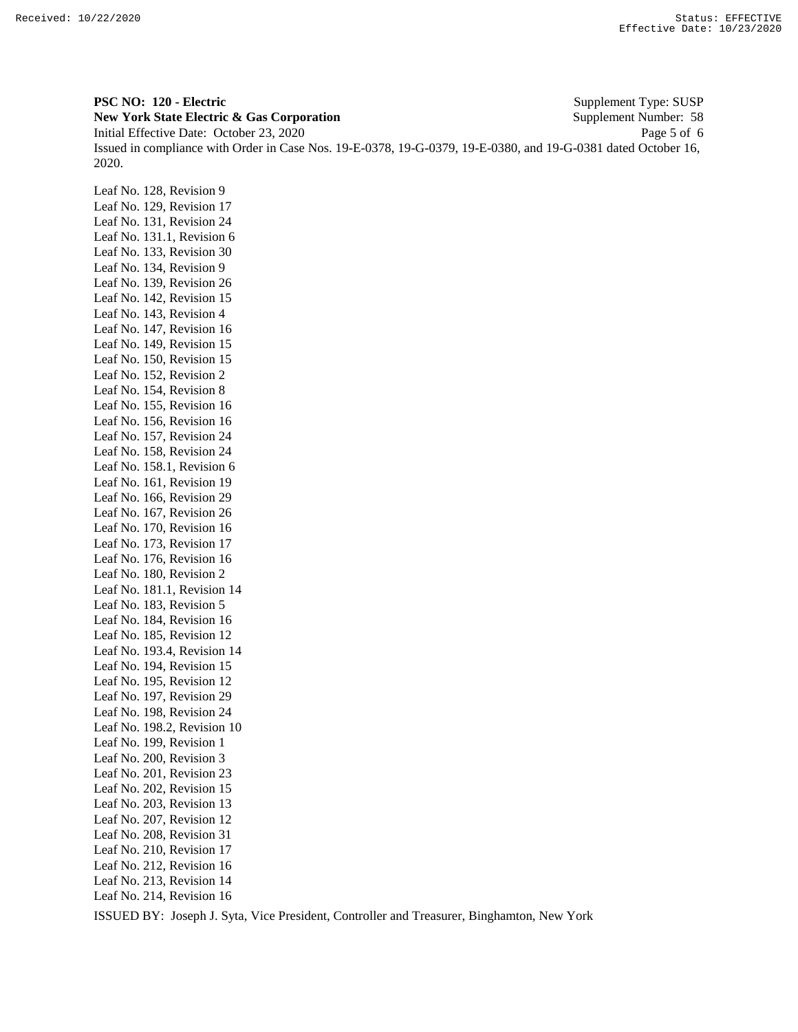**PSC NO: 120 - Electric** Supplement Type: SUSP
**New York State Electric & Gas Corporation** Supplement Number: 58
Initial Effective Date: October 23, 2020
Issued in compliance with Order in Case Nos. 19-E-0378, 19-G-0379, 19-E-0380, and 19-G-0381 dated October 16, 2020.

Leaf No. 128, Revision 9
Leaf No. 129, Revision 17
Leaf No. 131, Revision 24
Leaf No. 131.1, Revision 6
Leaf No. 133, Revision 30
Leaf No. 134, Revision 9
Leaf No. 139, Revision 26
Leaf No. 142, Revision 15
Leaf No. 143, Revision 4
Leaf No. 147, Revision 16
Leaf No. 149, Revision 15
Leaf No. 150, Revision 15
Leaf No. 152, Revision 2
Leaf No. 154, Revision 8
Leaf No. 155, Revision 16
Leaf No. 156, Revision 16
Leaf No. 157, Revision 24
Leaf No. 158, Revision 24
Leaf No. 158.1, Revision 6
Leaf No. 161, Revision 19
Leaf No. 166, Revision 29
Leaf No. 167, Revision 26
Leaf No. 170, Revision 16
Leaf No. 173, Revision 17
Leaf No. 176, Revision 16
Leaf No. 180, Revision 2
Leaf No. 181.1, Revision 14
Leaf No. 183, Revision 5
Leaf No. 184, Revision 16
Leaf No. 185, Revision 12
Leaf No. 193.4, Revision 14
Leaf No. 194, Revision 15
Leaf No. 195, Revision 12
Leaf No. 197, Revision 29
Leaf No. 198, Revision 24
Leaf No. 198.2, Revision 10
Leaf No. 199, Revision 1
Leaf No. 200, Revision 3
Leaf No. 201, Revision 23
Leaf No. 202, Revision 15
Leaf No. 203, Revision 13
Leaf No. 207, Revision 12
Leaf No. 208, Revision 31
Leaf No. 210, Revision 17
Leaf No. 212, Revision 16
Leaf No. 213, Revision 14
Leaf No. 214, Revision 16

ISSUED BY: Joseph J. Syta, Vice President, Controller and Treasurer, Binghamton, New York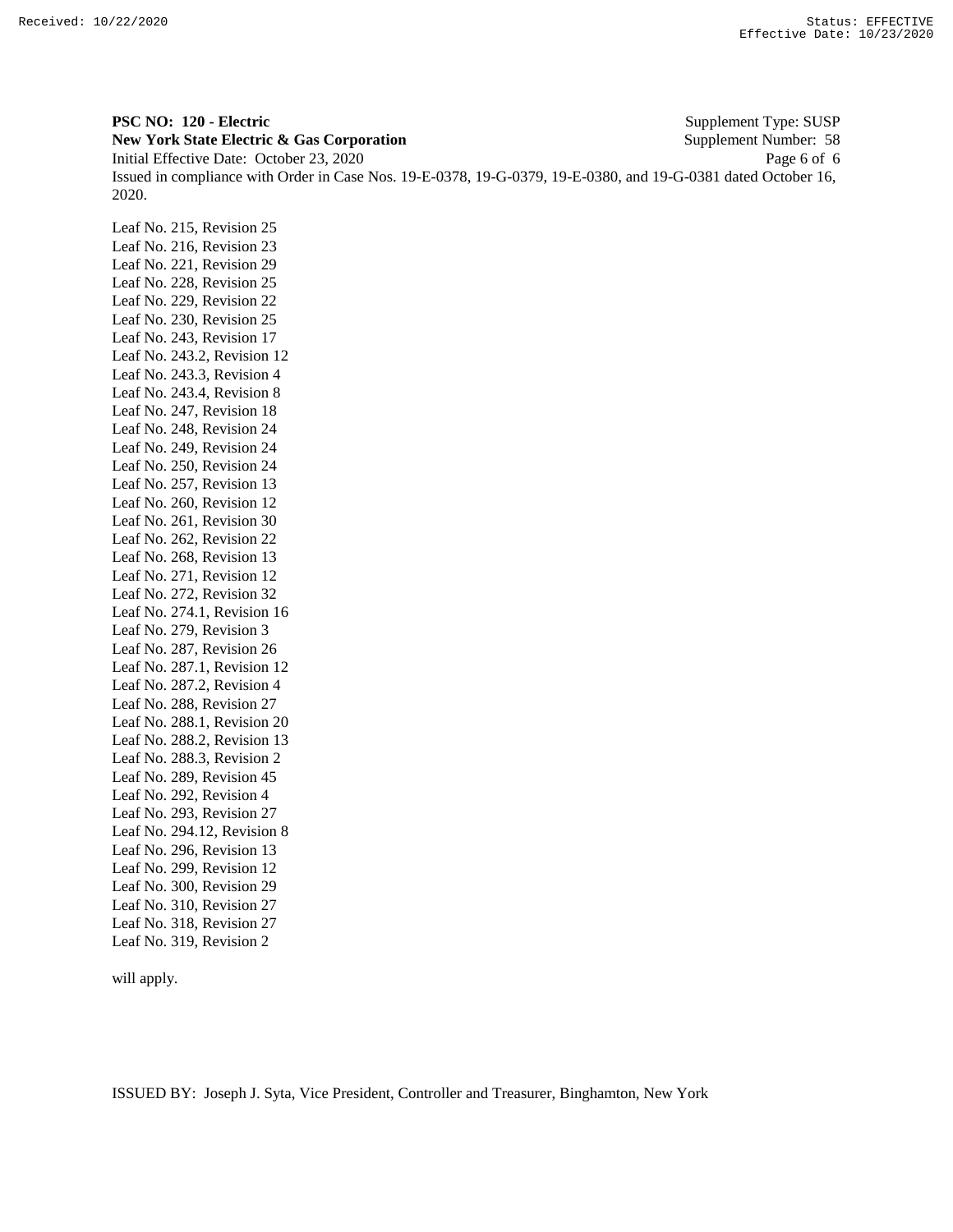**PSC NO: 120 - Electric** Supplement Type: SUSP
**New York State Electric & Gas Corporation** Supplement Number: 58
Initial Effective Date: October 23, 2020
Issued in compliance with Order in Case Nos. 19-E-0378, 19-G-0379, 19-E-0380, and 19-G-0381 dated October 16, 2020.

Leaf No. 215, Revision 25
Leaf No. 216, Revision 23
Leaf No. 221, Revision 29
Leaf No. 228, Revision 25
Leaf No. 229, Revision 22
Leaf No. 230, Revision 25
Leaf No. 243, Revision 17
Leaf No. 243.2, Revision 12
Leaf No. 243.3, Revision 4
Leaf No. 243.4, Revision 8
Leaf No. 247, Revision 18
Leaf No. 248, Revision 24
Leaf No. 249, Revision 24
Leaf No. 250, Revision 24
Leaf No. 257, Revision 13
Leaf No. 260, Revision 12
Leaf No. 261, Revision 30
Leaf No. 262, Revision 22
Leaf No. 268, Revision 13
Leaf No. 271, Revision 12
Leaf No. 272, Revision 32
Leaf No. 274.1, Revision 16
Leaf No. 279, Revision 3
Leaf No. 287, Revision 26
Leaf No. 287.1, Revision 12
Leaf No. 287.2, Revision 4
Leaf No. 288, Revision 27
Leaf No. 288.1, Revision 20
Leaf No. 288.2, Revision 13
Leaf No. 288.3, Revision 2
Leaf No. 289, Revision 45
Leaf No. 292, Revision 4
Leaf No. 293, Revision 27
Leaf No. 294.12, Revision 8
Leaf No. 296, Revision 13
Leaf No. 299, Revision 12
Leaf No. 300, Revision 29
Leaf No. 310, Revision 27
Leaf No. 318, Revision 27
Leaf No. 319, Revision 2

will apply.

ISSUED BY: Joseph J. Syta, Vice President, Controller and Treasurer, Binghamton, New York